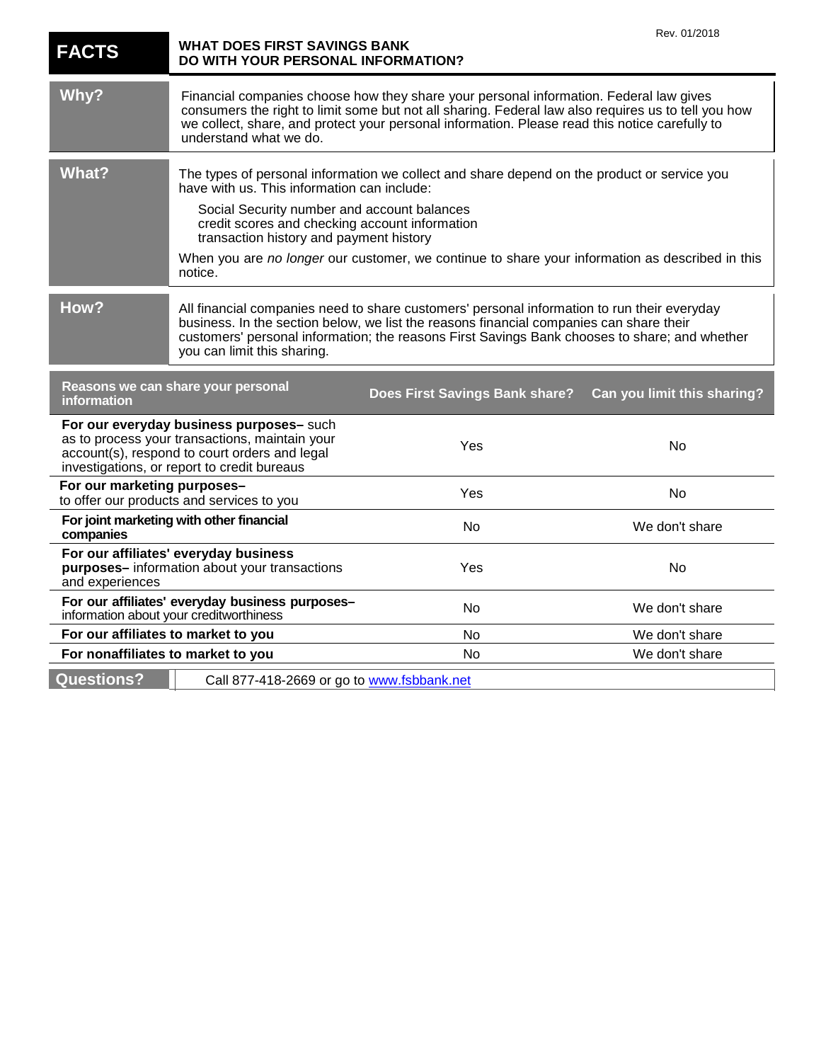Rev. 01/2018

# FACTS — WHAT DOES FIRST SAVINGS BANK DO WITH YOUR PERSONAL INFORMATION?

## Why?

Financial companies choose how they share your personal information. Federal law gives consumers the right to limit some but not all sharing. Federal law also requires us to tell you how we collect, share, and protect your personal information. Please read this notice carefully to understand what we do.

## What?

The types of personal information we collect and share depend on the product or service you have with us. This information can include:

- Social Security number and account balances
- credit scores and checking account information
- transaction history and payment history

When you are *no longer* our customer, we continue to share your information as described in this notice.

## How?

All financial companies need to share customers' personal information to run their everyday business. In the section below, we list the reasons financial companies can share their customers' personal information; the reasons First Savings Bank chooses to share; and whether you can limit this sharing.

| Reasons we can share your personal information | Does First Savings Bank share? | Can you limit this sharing? |
|---|---|---|
| **For our everyday business purposes–** such as to process your transactions, maintain your account(s), respond to court orders and legal investigations, or report to credit bureaus | Yes | No |
| **For our marketing purposes–** to offer our products and services to you | Yes | No |
| **For joint marketing with other financial companies** | No | We don't share |
| **For our affiliates' everyday business purposes–** information about your transactions and experiences | Yes | No |
| **For our affiliates' everyday business purposes–** information about your creditworthiness | No | We don't share |
| **For our affiliates to market to you** | No | We don't share |
| **For nonaffiliates to market to you** | No | We don't share |

## Questions?

Call 877-418-2669 or go to www.fsbbank.net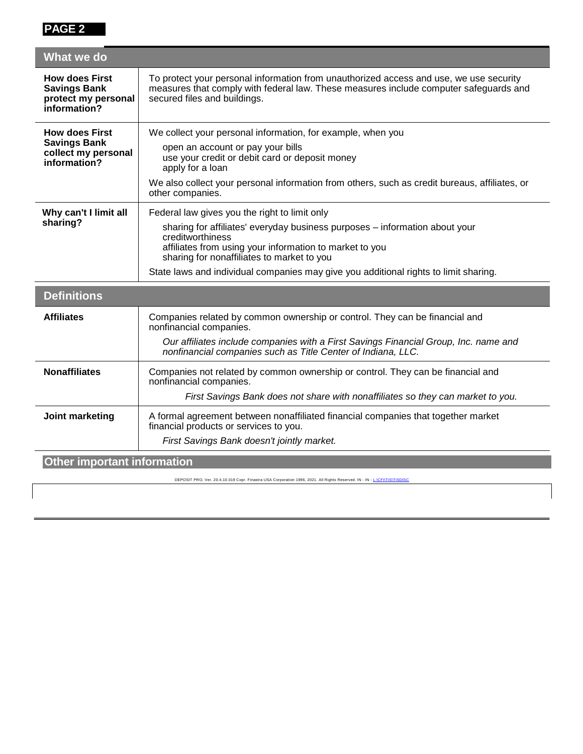## What we do

| | |
|---|---|
| **How does First Savings Bank protect my personal information?** | To protect your personal information from unauthorized access and use, we use security measures that comply with federal law. These measures include computer safeguards and secured files and buildings. |
| **How does First Savings Bank collect my personal information?** | We collect your personal information, for example, when you<br>open an account or pay your bills<br>use your credit or debit card or deposit money<br>apply for a loan<br>We also collect your personal information from others, such as credit bureaus, affiliates, or other companies. |
| **Why can't I limit all sharing?** | Federal law gives you the right to limit only<br>sharing for affiliates' everyday business purposes – information about your creditworthiness<br>affiliates from using your information to market to you<br>sharing for nonaffiliates to market to you<br>State laws and individual companies may give you additional rights to limit sharing. |

## Definitions

| | |
|---|---|
| **Affiliates** | Companies related by common ownership or control. They can be financial and nonfinancial companies.<br>*Our affiliates include companies with a First Savings Financial Group, Inc. name and nonfinancial companies such as Title Center of Indiana, LLC.* |
| **Nonaffiliates** | Companies not related by common ownership or control. They can be financial and nonfinancial companies.<br>*First Savings Bank does not share with nonaffiliates so they can market to you.* |
| **Joint marketing** | A formal agreement between nonaffiliated financial companies that together market financial products or services to you.<br>*First Savings Bank doesn't jointly market.* |

## Other important information

DEPOSIT PRO, Ver. 20.4.10.019 Copr. Finastra USA Corporation 1996, 2021. All Rights Reserved. IN - IN - L:\CFI\TIS\TISDISC